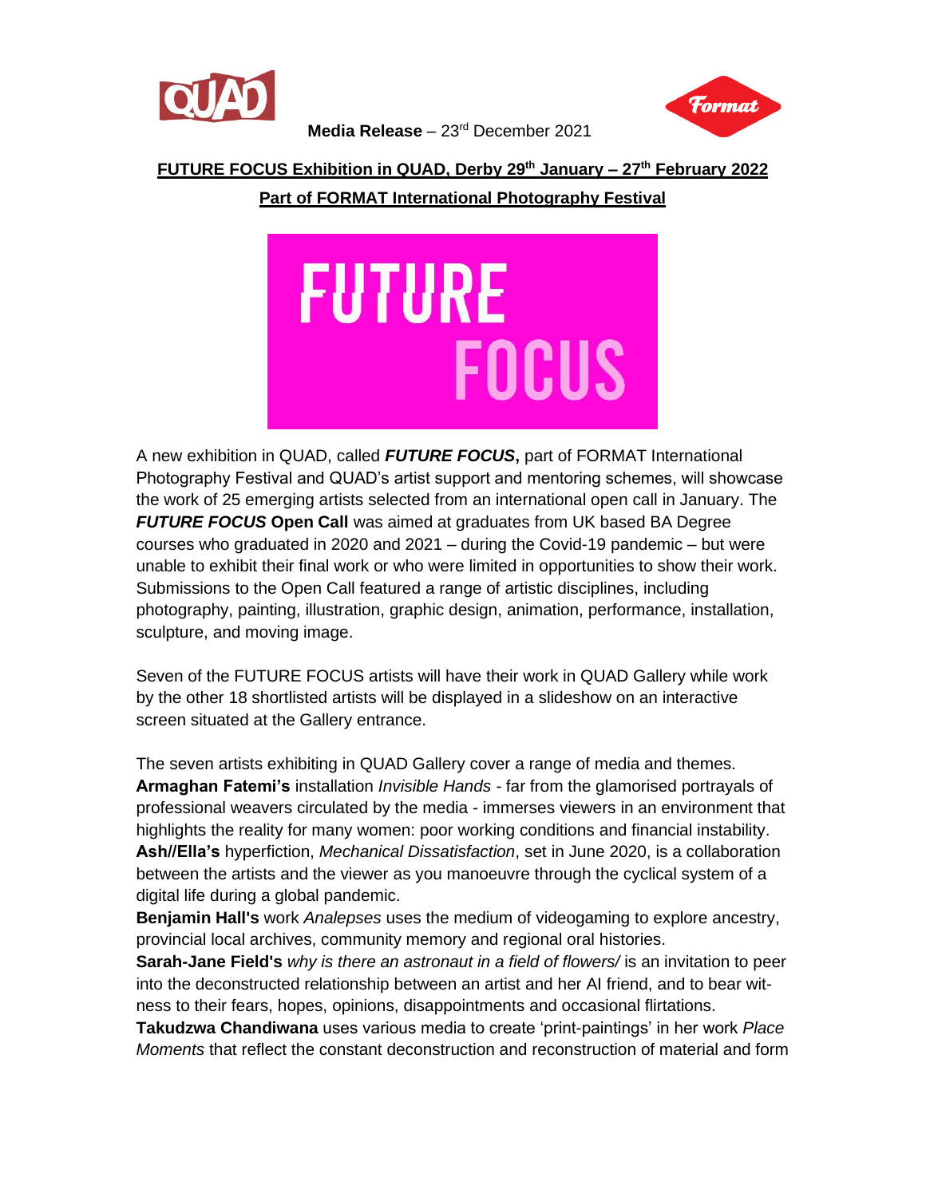QUAD

Format

**Media Release** – 23rd December 2021

**FUTURE FOCUS Exhibition in QUAD, Derby 29th January – 27th February 2022**

**Part of FORMAT International Photography Festival**

FUTURE FOCUS

A new exhibition in QUAD, called ***FUTURE FOCUS*****,** part of FORMAT International Photography Festival and QUAD's artist support and mentoring schemes, will showcase the work of 25 emerging artists selected from an international open call in January. The ***FUTURE FOCUS*** **Open Call** was aimed at graduates from UK based BA Degree courses who graduated in 2020 and 2021 – during the Covid-19 pandemic – but were unable to exhibit their final work or who were limited in opportunities to show their work. Submissions to the Open Call featured a range of artistic disciplines, including photography, painting, illustration, graphic design, animation, performance, installation, sculpture, and moving image.

Seven of the FUTURE FOCUS artists will have their work in QUAD Gallery while work by the other 18 shortlisted artists will be displayed in a slideshow on an interactive screen situated at the Gallery entrance.

The seven artists exhibiting in QUAD Gallery cover a range of media and themes.
**Armaghan Fatemi's** installation *Invisible Hands* - far from the glamorised portrayals of professional weavers circulated by the media - immerses viewers in an environment that highlights the reality for many women: poor working conditions and financial instability.
**Ash//Ella's** hyperfiction, *Mechanical Dissatisfaction*, set in June 2020, is a collaboration between the artists and the viewer as you manoeuvre through the cyclical system of a digital life during a global pandemic.
**Benjamin Hall's** work *Analepses* uses the medium of videogaming to explore ancestry, provincial local archives, community memory and regional oral histories.
**Sarah-Jane Field's** *why is there an astronaut in a field of flowers/* is an invitation to peer into the deconstructed relationship between an artist and her AI friend, and to bear witness to their fears, hopes, opinions, disappointments and occasional flirtations.
**Takudzwa Chandiwana** uses various media to create 'print-paintings' in her work *Place Moments* that reflect the constant deconstruction and reconstruction of material and form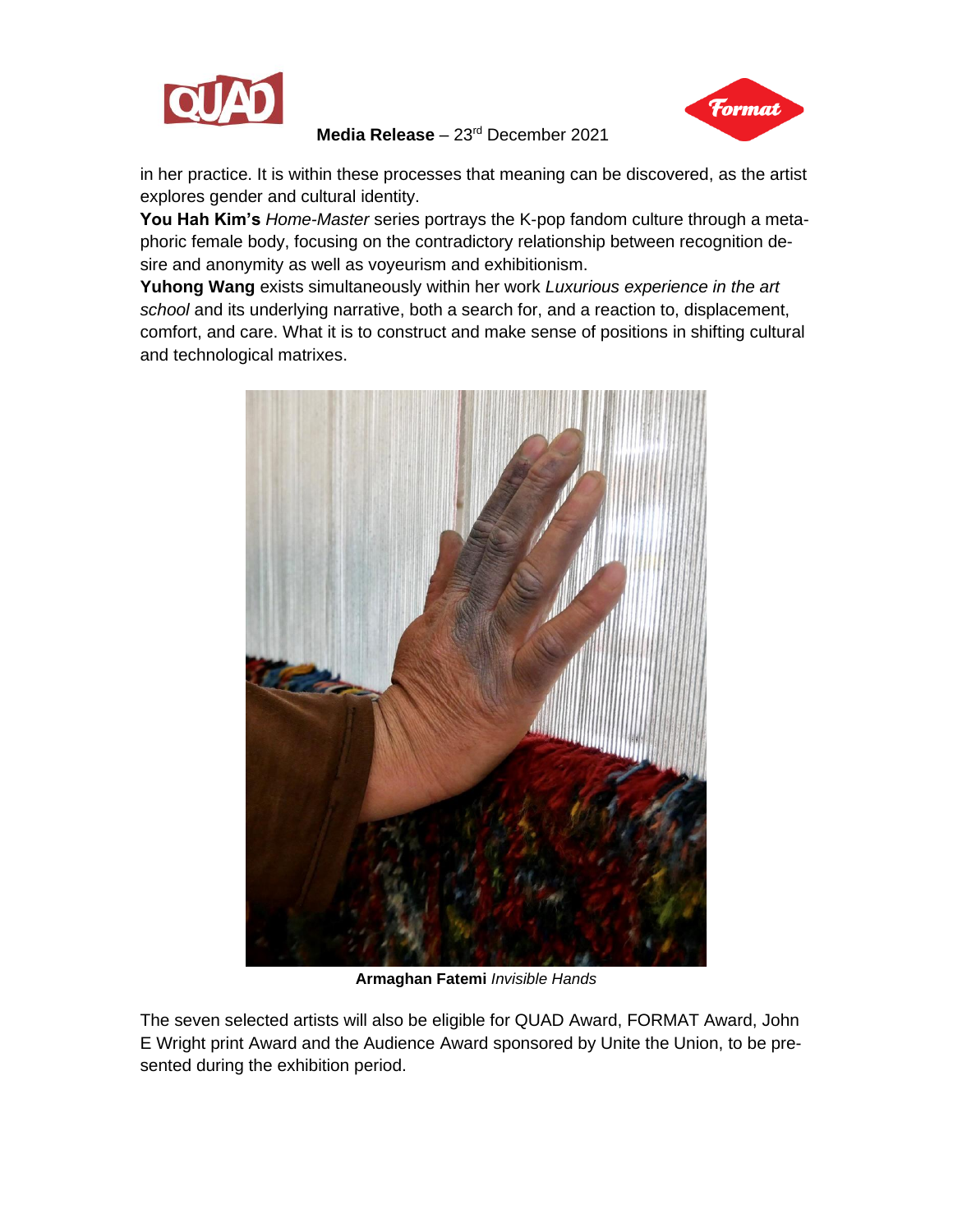in her practice. It is within these processes that meaning can be discovered, as the artist explores gender and cultural identity.

**You Hah Kim's** *Home-Master* series portrays the K-pop fandom culture through a metaphoric female body, focusing on the contradictory relationship between recognition desire and anonymity as well as voyeurism and exhibitionism.

**Yuhong Wang** exists simultaneously within her work *Luxurious experience in the art school* and its underlying narrative, both a search for, and a reaction to, displacement, comfort, and care. What it is to construct and make sense of positions in shifting cultural and technological matrixes.

**Armaghan Fatemi** *Invisible Hands*

The seven selected artists will also be eligible for QUAD Award, FORMAT Award, John E Wright print Award and the Audience Award sponsored by Unite the Union, to be presented during the exhibition period.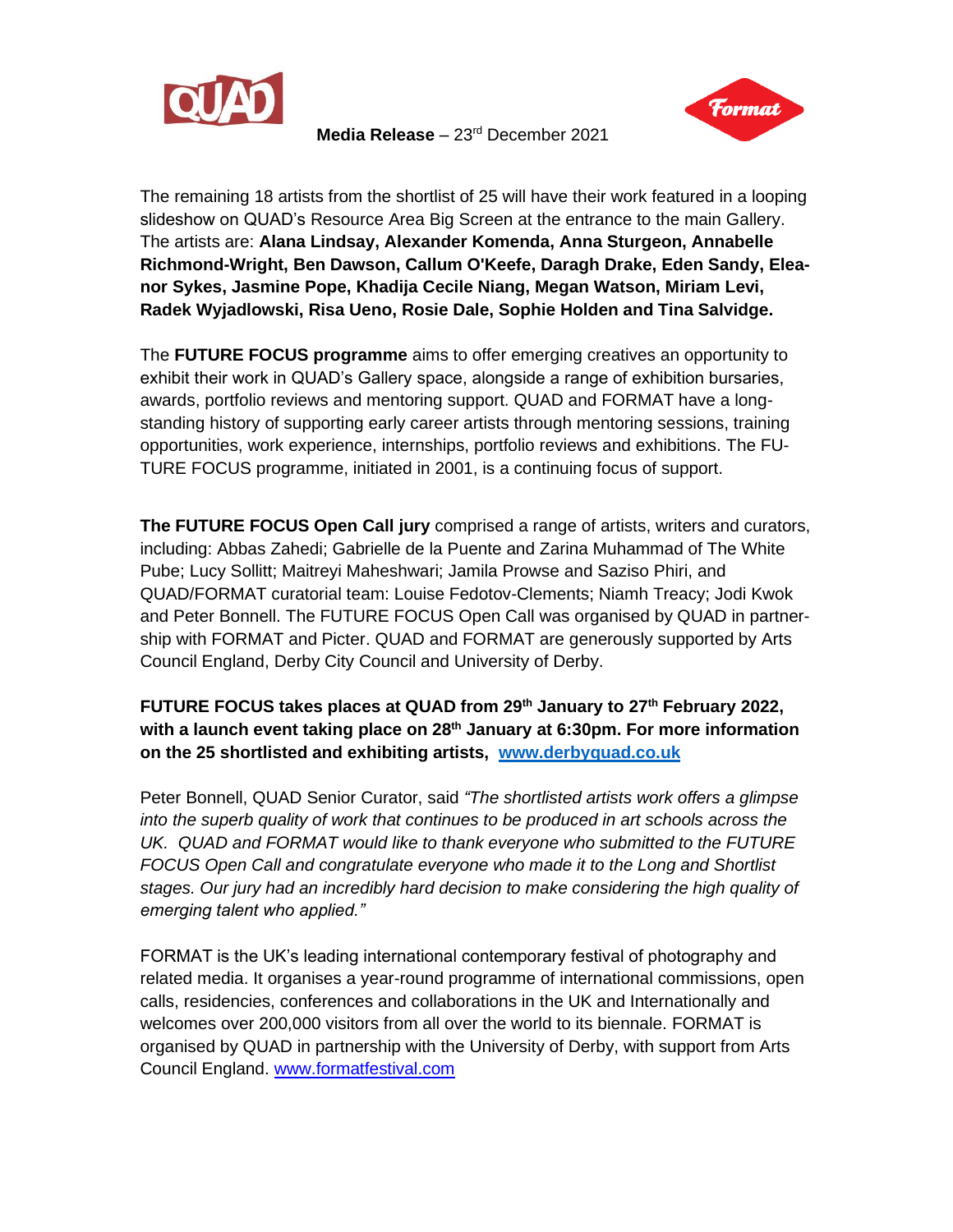**Media Release** – 23rd December 2021

The remaining 18 artists from the shortlist of 25 will have their work featured in a looping slideshow on QUAD's Resource Area Big Screen at the entrance to the main Gallery. The artists are: **Alana Lindsay, Alexander Komenda, Anna Sturgeon, Annabelle Richmond-Wright, Ben Dawson, Callum O'Keefe, Daragh Drake, Eden Sandy, Eleanor Sykes, Jasmine Pope, Khadija Cecile Niang, Megan Watson, Miriam Levi, Radek Wyjadlowski, Risa Ueno, Rosie Dale, Sophie Holden and Tina Salvidge.**

The **FUTURE FOCUS programme** aims to offer emerging creatives an opportunity to exhibit their work in QUAD's Gallery space, alongside a range of exhibition bursaries, awards, portfolio reviews and mentoring support. QUAD and FORMAT have a long-standing history of supporting early career artists through mentoring sessions, training opportunities, work experience, internships, portfolio reviews and exhibitions. The FUTURE FOCUS programme, initiated in 2001, is a continuing focus of support.

**The FUTURE FOCUS Open Call jury** comprised a range of artists, writers and curators, including: Abbas Zahedi; Gabrielle de la Puente and Zarina Muhammad of The White Pube; Lucy Sollitt; Maitreyi Maheshwari; Jamila Prowse and Saziso Phiri, and QUAD/FORMAT curatorial team: Louise Fedotov-Clements; Niamh Treacy; Jodi Kwok and Peter Bonnell. The FUTURE FOCUS Open Call was organised by QUAD in partnership with FORMAT and Picter. QUAD and FORMAT are generously supported by Arts Council England, Derby City Council and University of Derby.

**FUTURE FOCUS takes places at QUAD from 29th January to 27th February 2022, with a launch event taking place on 28th January at 6:30pm. For more information on the 25 shortlisted and exhibiting artists, [www.derbyquad.co.uk](www.derbyquad.co.uk)**

Peter Bonnell, QUAD Senior Curator, said *"The shortlisted artists work offers a glimpse into the superb quality of work that continues to be produced in art schools across the UK. QUAD and FORMAT would like to thank everyone who submitted to the FUTURE FOCUS Open Call and congratulate everyone who made it to the Long and Shortlist stages. Our jury had an incredibly hard decision to make considering the high quality of emerging talent who applied."*

FORMAT is the UK's leading international contemporary festival of photography and related media. It organises a year-round programme of international commissions, open calls, residencies, conferences and collaborations in the UK and Internationally and welcomes over 200,000 visitors from all over the world to its biennale. FORMAT is organised by QUAD in partnership with the University of Derby, with support from Arts Council England. [www.formatfestival.com](www.formatfestival.com)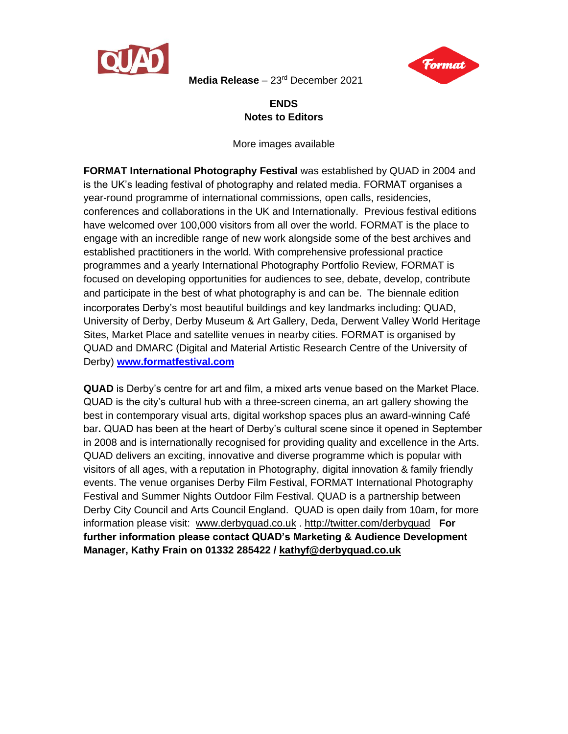**Media Release** – 23rd December 2021

**ENDS**
**Notes to Editors**

More images available

**FORMAT International Photography Festival** was established by QUAD in 2004 and is the UK's leading festival of photography and related media. FORMAT organises a year-round programme of international commissions, open calls, residencies, conferences and collaborations in the UK and Internationally. Previous festival editions have welcomed over 100,000 visitors from all over the world. FORMAT is the place to engage with an incredible range of new work alongside some of the best archives and established practitioners in the world. With comprehensive professional practice programmes and a yearly International Photography Portfolio Review, FORMAT is focused on developing opportunities for audiences to see, debate, develop, contribute and participate in the best of what photography is and can be. The biennale edition incorporates Derby's most beautiful buildings and key landmarks including: QUAD, University of Derby, Derby Museum & Art Gallery, Deda, Derwent Valley World Heritage Sites, Market Place and satellite venues in nearby cities. FORMAT is organised by QUAD and DMARC (Digital and Material Artistic Research Centre of the University of Derby) **www.formatfestival.com**

**QUAD** is Derby's centre for art and film, a mixed arts venue based on the Market Place. QUAD is the city's cultural hub with a three-screen cinema, an art gallery showing the best in contemporary visual arts, digital workshop spaces plus an award-winning Café bar**.** QUAD has been at the heart of Derby's cultural scene since it opened in September in 2008 and is internationally recognised for providing quality and excellence in the Arts. QUAD delivers an exciting, innovative and diverse programme which is popular with visitors of all ages, with a reputation in Photography, digital innovation & family friendly events. The venue organises Derby Film Festival, FORMAT International Photography Festival and Summer Nights Outdoor Film Festival. QUAD is a partnership between Derby City Council and Arts Council England. QUAD is open daily from 10am, for more information please visit: www.derbyquad.co.uk . http://twitter.com/derbyquad **For further information please contact QUAD's Marketing & Audience Development Manager, Kathy Frain on 01332 285422 / kathyf@derbyquad.co.uk**